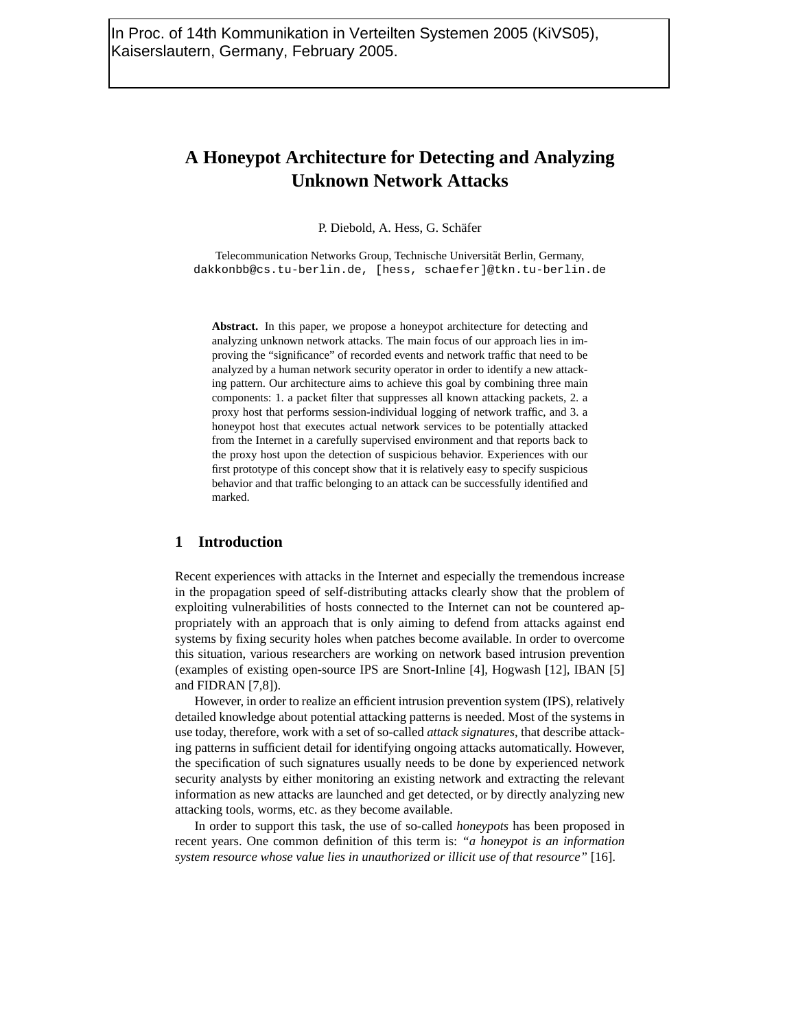In Proc. of 14th Kommunikation in Verteilten Systemen 2005 (KiVS05), Kaiserslautern, Germany, February 2005.

# A Honeypot Architecture for Detecting and Analyzing Unknown Network Attacks

P. Diebold, A. Hess, G. Schäfer

Telecommunication Networks Group, Technische Universität Berlin, Germany,
dakkonbb@cs.tu-berlin.de, [hess, schaefer]@tkn.tu-berlin.de

**Abstract.** In this paper, we propose a honeypot architecture for detecting and analyzing unknown network attacks. The main focus of our approach lies in improving the "significance" of recorded events and network traffic that need to be analyzed by a human network security operator in order to identify a new attacking pattern. Our architecture aims to achieve this goal by combining three main components: 1. a packet filter that suppresses all known attacking packets, 2. a proxy host that performs session-individual logging of network traffic, and 3. a honeypot host that executes actual network services to be potentially attacked from the Internet in a carefully supervised environment and that reports back to the proxy host upon the detection of suspicious behavior. Experiences with our first prototype of this concept show that it is relatively easy to specify suspicious behavior and that traffic belonging to an attack can be successfully identified and marked.

## 1 Introduction

Recent experiences with attacks in the Internet and especially the tremendous increase in the propagation speed of self-distributing attacks clearly show that the problem of exploiting vulnerabilities of hosts connected to the Internet can not be countered appropriately with an approach that is only aiming to defend from attacks against end systems by fixing security holes when patches become available. In order to overcome this situation, various researchers are working on network based intrusion prevention (examples of existing open-source IPS are Snort-Inline [4], Hogwash [12], IBAN [5] and FIDRAN [7,8]).

However, in order to realize an efficient intrusion prevention system (IPS), relatively detailed knowledge about potential attacking patterns is needed. Most of the systems in use today, therefore, work with a set of so-called *attack signatures*, that describe attacking patterns in sufficient detail for identifying ongoing attacks automatically. However, the specification of such signatures usually needs to be done by experienced network security analysts by either monitoring an existing network and extracting the relevant information as new attacks are launched and get detected, or by directly analyzing new attacking tools, worms, etc. as they become available.

In order to support this task, the use of so-called *honeypots* has been proposed in recent years. One common definition of this term is: *"a honeypot is an information system resource whose value lies in unauthorized or illicit use of that resource"* [16].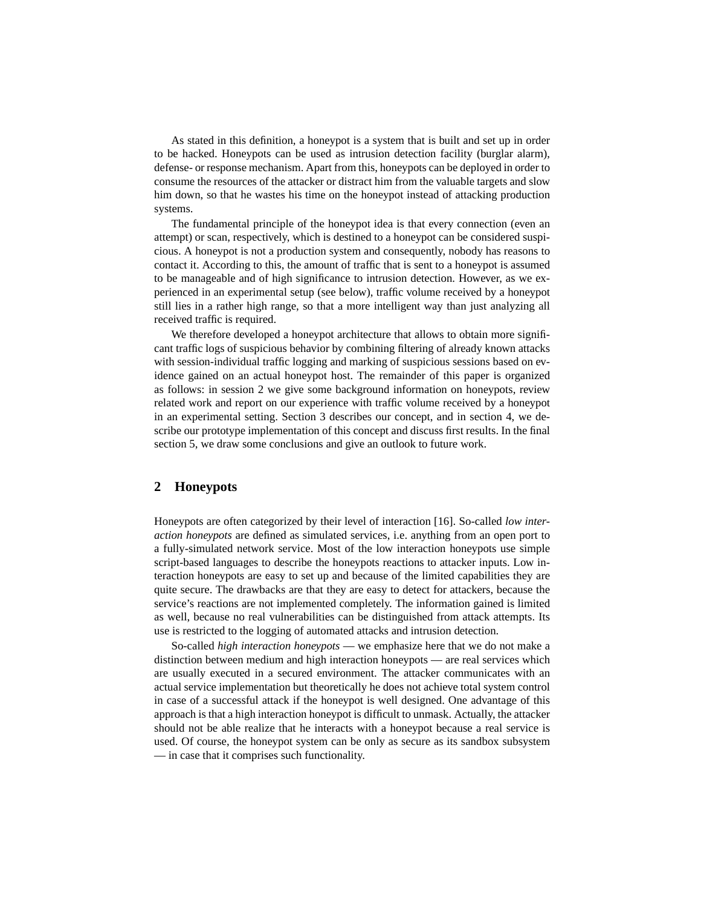As stated in this definition, a honeypot is a system that is built and set up in order to be hacked. Honeypots can be used as intrusion detection facility (burglar alarm), defense- or response mechanism. Apart from this, honeypots can be deployed in order to consume the resources of the attacker or distract him from the valuable targets and slow him down, so that he wastes his time on the honeypot instead of attacking production systems.

The fundamental principle of the honeypot idea is that every connection (even an attempt) or scan, respectively, which is destined to a honeypot can be considered suspicious. A honeypot is not a production system and consequently, nobody has reasons to contact it. According to this, the amount of traffic that is sent to a honeypot is assumed to be manageable and of high significance to intrusion detection. However, as we experienced in an experimental setup (see below), traffic volume received by a honeypot still lies in a rather high range, so that a more intelligent way than just analyzing all received traffic is required.

We therefore developed a honeypot architecture that allows to obtain more significant traffic logs of suspicious behavior by combining filtering of already known attacks with session-individual traffic logging and marking of suspicious sessions based on evidence gained on an actual honeypot host. The remainder of this paper is organized as follows: in session 2 we give some background information on honeypots, review related work and report on our experience with traffic volume received by a honeypot in an experimental setting. Section 3 describes our concept, and in section 4, we describe our prototype implementation of this concept and discuss first results. In the final section 5, we draw some conclusions and give an outlook to future work.

## 2 Honeypots

Honeypots are often categorized by their level of interaction [16]. So-called *low interaction honeypots* are defined as simulated services, i.e. anything from an open port to a fully-simulated network service. Most of the low interaction honeypots use simple script-based languages to describe the honeypots reactions to attacker inputs. Low interaction honeypots are easy to set up and because of the limited capabilities they are quite secure. The drawbacks are that they are easy to detect for attackers, because the service's reactions are not implemented completely. The information gained is limited as well, because no real vulnerabilities can be distinguished from attack attempts. Its use is restricted to the logging of automated attacks and intrusion detection.

So-called *high interaction honeypots* — we emphasize here that we do not make a distinction between medium and high interaction honeypots — are real services which are usually executed in a secured environment. The attacker communicates with an actual service implementation but theoretically he does not achieve total system control in case of a successful attack if the honeypot is well designed. One advantage of this approach is that a high interaction honeypot is difficult to unmask. Actually, the attacker should not be able realize that he interacts with a honeypot because a real service is used. Of course, the honeypot system can be only as secure as its sandbox subsystem — in case that it comprises such functionality.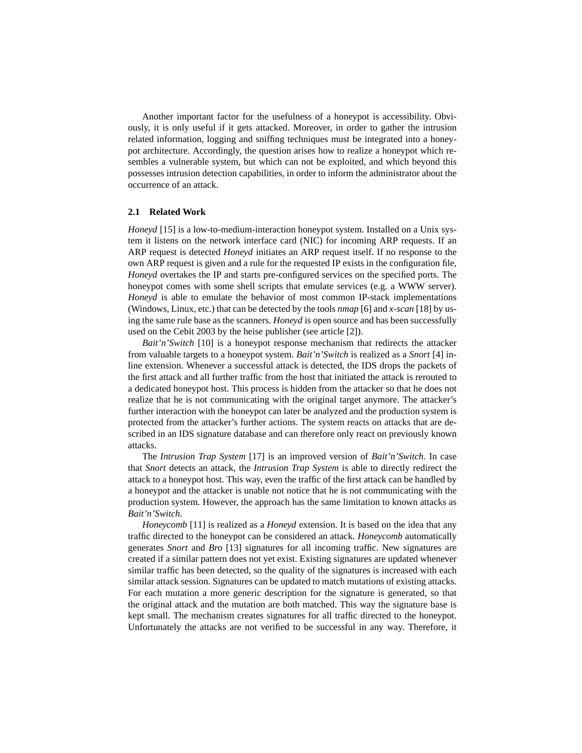Another important factor for the usefulness of a honeypot is accessibility. Obviously, it is only useful if it gets attacked. Moreover, in order to gather the intrusion related information, logging and sniffing techniques must be integrated into a honeypot architecture. Accordingly, the question arises how to realize a honeypot which resembles a vulnerable system, but which can not be exploited, and which beyond this possesses intrusion detection capabilities, in order to inform the administrator about the occurrence of an attack.

### 2.1 Related Work

*Honeyd* [15] is a low-to-medium-interaction honeypot system. Installed on a Unix system it listens on the network interface card (NIC) for incoming ARP requests. If an ARP request is detected *Honeyd* initiates an ARP request itself. If no response to the own ARP request is given and a rule for the requested IP exists in the configuration file, *Honeyd* overtakes the IP and starts pre-configured services on the specified ports. The honeypot comes with some shell scripts that emulate services (e.g. a WWW server). *Honeyd* is able to emulate the behavior of most common IP-stack implementations (Windows, Linux, etc.) that can be detected by the tools *nmap* [6] and *x-scan* [18] by using the same rule base as the scanners. *Honeyd* is open source and has been successfully used on the Cebit 2003 by the heise publisher (see article [2]).

*Bait'n'Switch* [10] is a honeypot response mechanism that redirects the attacker from valuable targets to a honeypot system. *Bait'n'Switch* is realized as a *Snort* [4] inline extension. Whenever a successful attack is detected, the IDS drops the packets of the first attack and all further traffic from the host that initiated the attack is rerouted to a dedicated honeypot host. This process is hidden from the attacker so that he does not realize that he is not communicating with the original target anymore. The attacker's further interaction with the honeypot can later be analyzed and the production system is protected from the attacker's further actions. The system reacts on attacks that are described in an IDS signature database and can therefore only react on previously known attacks.

The *Intrusion Trap System* [17] is an improved version of *Bait'n'Switch*. In case that *Snort* detects an attack, the *Intrusion Trap System* is able to directly redirect the attack to a honeypot host. This way, even the traffic of the first attack can be handled by a honeypot and the attacker is unable not notice that he is not communicating with the production system. However, the approach has the same limitation to known attacks as *Bait'n'Switch*.

*Honeycomb* [11] is realized as a *Honeyd* extension. It is based on the idea that any traffic directed to the honeypot can be considered an attack. *Honeycomb* automatically generates *Snort* and *Bro* [13] signatures for all incoming traffic. New signatures are created if a similar pattern does not yet exist. Existing signatures are updated whenever similar traffic has been detected, so the quality of the signatures is increased with each similar attack session. Signatures can be updated to match mutations of existing attacks. For each mutation a more generic description for the signature is generated, so that the original attack and the mutation are both matched. This way the signature base is kept small. The mechanism creates signatures for all traffic directed to the honeypot. Unfortunately the attacks are not verified to be successful in any way. Therefore, it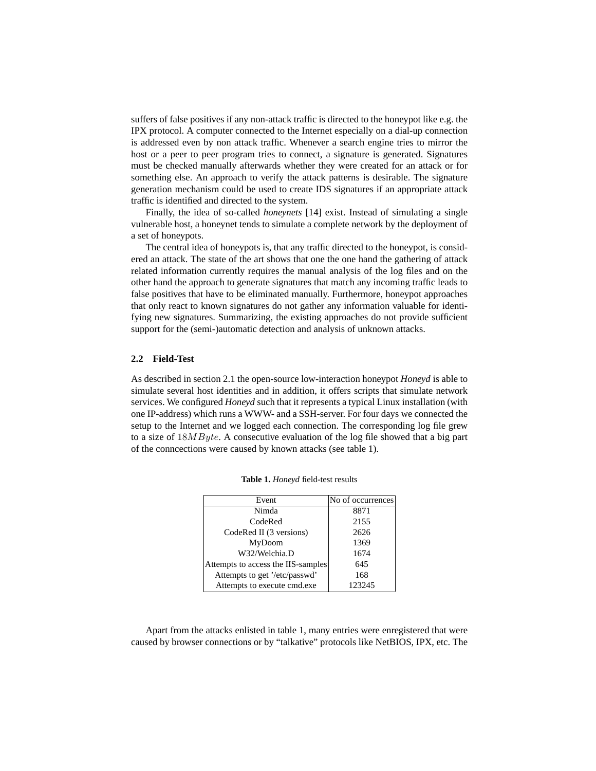suffers of false positives if any non-attack traffic is directed to the honeypot like e.g. the IPX protocol. A computer connected to the Internet especially on a dial-up connection is addressed even by non attack traffic. Whenever a search engine tries to mirror the host or a peer to peer program tries to connect, a signature is generated. Signatures must be checked manually afterwards whether they were created for an attack or for something else. An approach to verify the attack patterns is desirable. The signature generation mechanism could be used to create IDS signatures if an appropriate attack traffic is identified and directed to the system.

Finally, the idea of so-called *honeynets* [14] exist. Instead of simulating a single vulnerable host, a honeynet tends to simulate a complete network by the deployment of a set of honeypots.

The central idea of honeypots is, that any traffic directed to the honeypot, is considered an attack. The state of the art shows that one the one hand the gathering of attack related information currently requires the manual analysis of the log files and on the other hand the approach to generate signatures that match any incoming traffic leads to false positives that have to be eliminated manually. Furthermore, honeypot approaches that only react to known signatures do not gather any information valuable for identifying new signatures. Summarizing, the existing approaches do not provide sufficient support for the (semi-)automatic detection and analysis of unknown attacks.

### 2.2 Field-Test

As described in section 2.1 the open-source low-interaction honeypot *Honeyd* is able to simulate several host identities and in addition, it offers scripts that simulate network services. We configured *Honeyd* such that it represents a typical Linux installation (with one IP-address) which runs a WWW- and a SSH-server. For four days we connected the setup to the Internet and we logged each connection. The corresponding log file grew to a size of $18MByte$. A consecutive evaluation of the log file showed that a big part of the conncections were caused by known attacks (see table 1).

**Table 1.** *Honeyd* field-test results

| Event | No of occurrences |
|---|---|
| Nimda | 8871 |
| CodeRed | 2155 |
| CodeRed II (3 versions) | 2626 |
| MyDoom | 1369 |
| W32/Welchia.D | 1674 |
| Attempts to access the IIS-samples | 645 |
| Attempts to get '/etc/passwd' | 168 |
| Attempts to execute cmd.exe | 123245 |

Apart from the attacks enlisted in table 1, many entries were enregistered that were caused by browser connections or by "talkative" protocols like NetBIOS, IPX, etc. The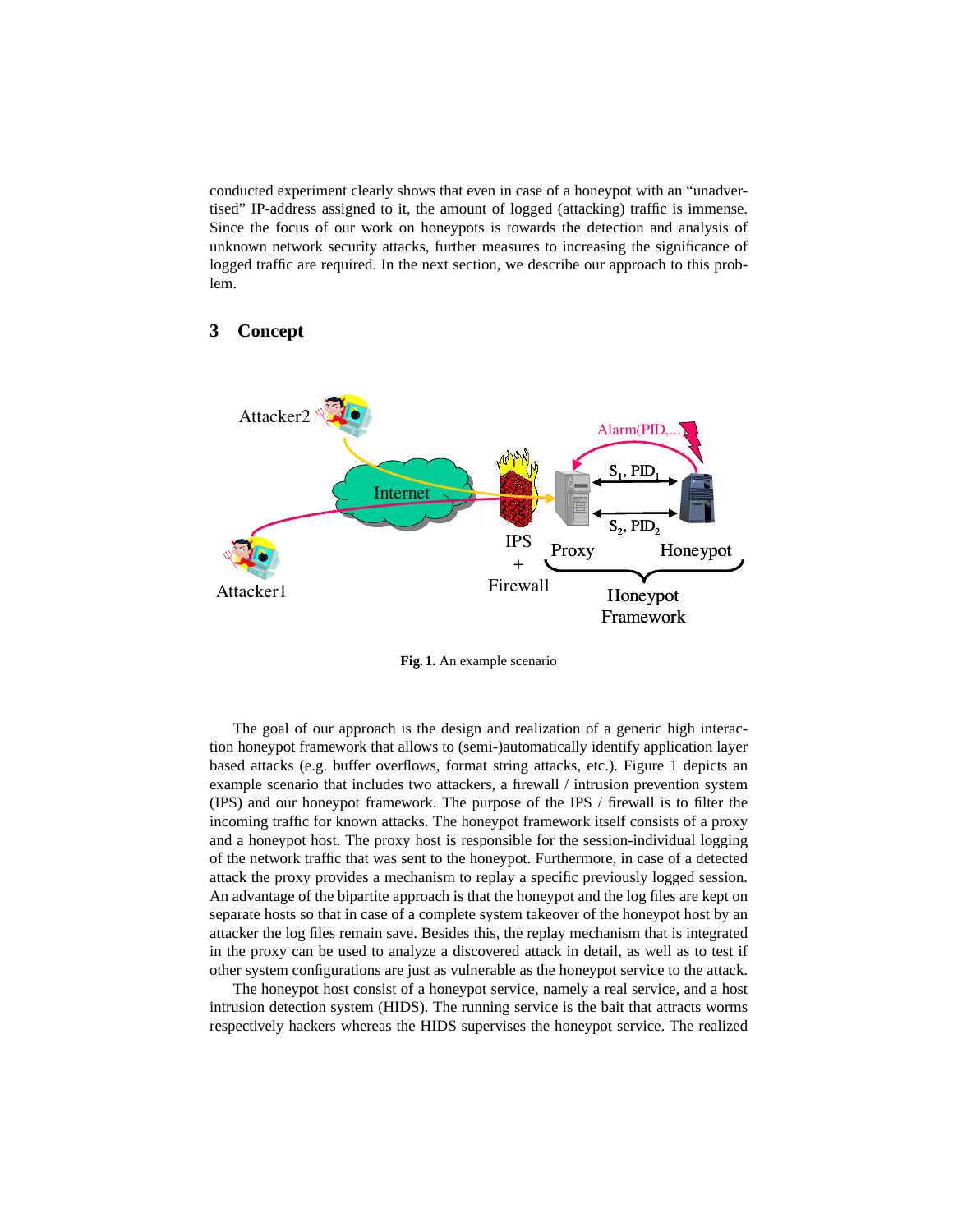conducted experiment clearly shows that even in case of a honeypot with an "unadvertised" IP-address assigned to it, the amount of logged (attacking) traffic is immense. Since the focus of our work on honeypots is towards the detection and analysis of unknown network security attacks, further measures to increasing the significance of logged traffic are required. In the next section, we describe our approach to this problem.

## 3 Concept

Attacker2

Alarm(PID,...)

Internet

$S_1$, $PID_1$

$S_2$, $PID_2$

Attacker1

IPS + Firewall

Proxy

Honeypot

Honeypot Framework

**Fig. 1.** An example scenario

The goal of our approach is the design and realization of a generic high interaction honeypot framework that allows to (semi-)automatically identify application layer based attacks (e.g. buffer overflows, format string attacks, etc.). Figure 1 depicts an example scenario that includes two attackers, a firewall / intrusion prevention system (IPS) and our honeypot framework. The purpose of the IPS / firewall is to filter the incoming traffic for known attacks. The honeypot framework itself consists of a proxy and a honeypot host. The proxy host is responsible for the session-individual logging of the network traffic that was sent to the honeypot. Furthermore, in case of a detected attack the proxy provides a mechanism to replay a specific previously logged session. An advantage of the bipartite approach is that the honeypot and the log files are kept on separate hosts so that in case of a complete system takeover of the honeypot host by an attacker the log files remain save. Besides this, the replay mechanism that is integrated in the proxy can be used to analyze a discovered attack in detail, as well as to test if other system configurations are just as vulnerable as the honeypot service to the attack.

The honeypot host consist of a honeypot service, namely a real service, and a host intrusion detection system (HIDS). The running service is the bait that attracts worms respectively hackers whereas the HIDS supervises the honeypot service. The realized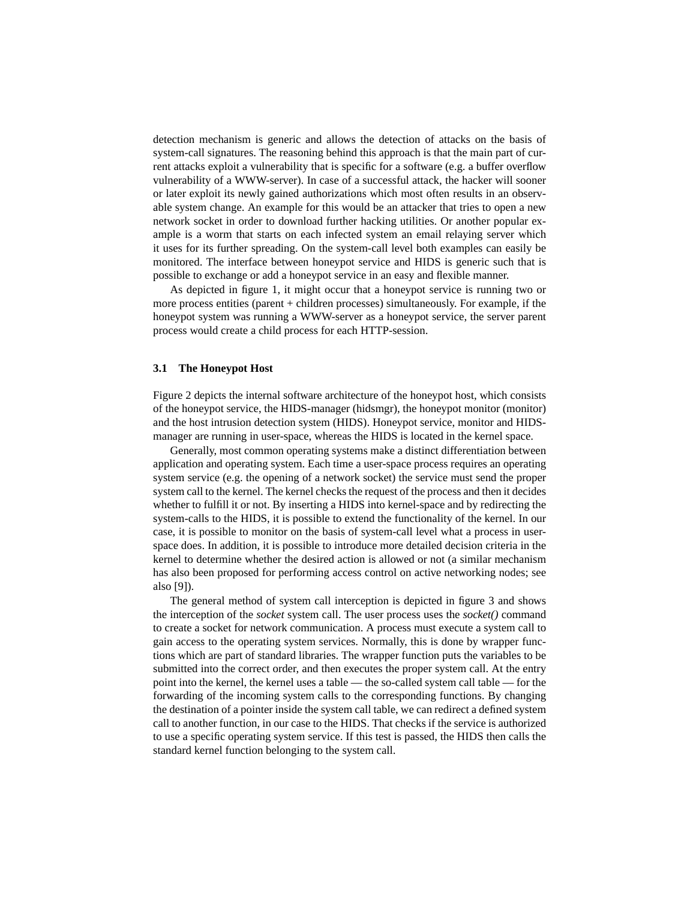detection mechanism is generic and allows the detection of attacks on the basis of system-call signatures. The reasoning behind this approach is that the main part of current attacks exploit a vulnerability that is specific for a software (e.g. a buffer overflow vulnerability of a WWW-server). In case of a successful attack, the hacker will sooner or later exploit its newly gained authorizations which most often results in an observable system change. An example for this would be an attacker that tries to open a new network socket in order to download further hacking utilities. Or another popular example is a worm that starts on each infected system an email relaying server which it uses for its further spreading. On the system-call level both examples can easily be monitored. The interface between honeypot service and HIDS is generic such that is possible to exchange or add a honeypot service in an easy and flexible manner.

As depicted in figure 1, it might occur that a honeypot service is running two or more process entities (parent + children processes) simultaneously. For example, if the honeypot system was running a WWW-server as a honeypot service, the server parent process would create a child process for each HTTP-session.

### 3.1 The Honeypot Host

Figure 2 depicts the internal software architecture of the honeypot host, which consists of the honeypot service, the HIDS-manager (hidsmgr), the honeypot monitor (monitor) and the host intrusion detection system (HIDS). Honeypot service, monitor and HIDS-manager are running in user-space, whereas the HIDS is located in the kernel space.

Generally, most common operating systems make a distinct differentiation between application and operating system. Each time a user-space process requires an operating system service (e.g. the opening of a network socket) the service must send the proper system call to the kernel. The kernel checks the request of the process and then it decides whether to fulfill it or not. By inserting a HIDS into kernel-space and by redirecting the system-calls to the HIDS, it is possible to extend the functionality of the kernel. In our case, it is possible to monitor on the basis of system-call level what a process in user-space does. In addition, it is possible to introduce more detailed decision criteria in the kernel to determine whether the desired action is allowed or not (a similar mechanism has also been proposed for performing access control on active networking nodes; see also [9]).

The general method of system call interception is depicted in figure 3 and shows the interception of the *socket* system call. The user process uses the *socket()* command to create a socket for network communication. A process must execute a system call to gain access to the operating system services. Normally, this is done by wrapper functions which are part of standard libraries. The wrapper function puts the variables to be submitted into the correct order, and then executes the proper system call. At the entry point into the kernel, the kernel uses a table — the so-called system call table — for the forwarding of the incoming system calls to the corresponding functions. By changing the destination of a pointer inside the system call table, we can redirect a defined system call to another function, in our case to the HIDS. That checks if the service is authorized to use a specific operating system service. If this test is passed, the HIDS then calls the standard kernel function belonging to the system call.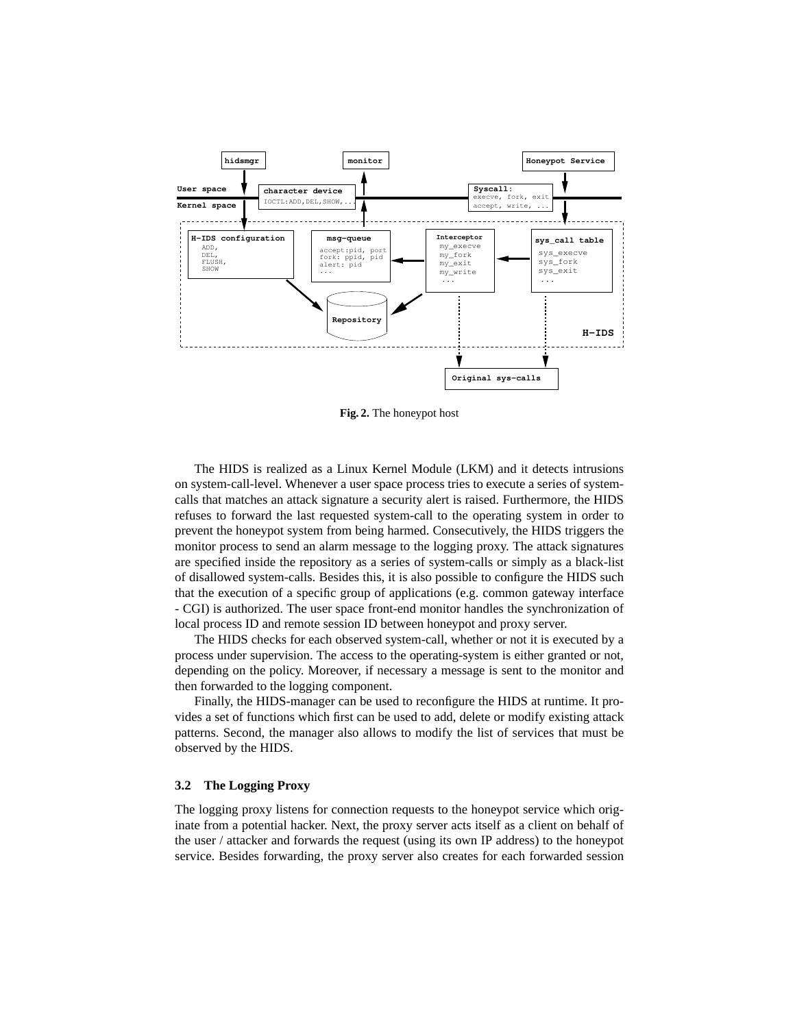**Fig. 2.** The honeypot host

The HIDS is realized as a Linux Kernel Module (LKM) and it detects intrusions on system-call-level. Whenever a user space process tries to execute a series of system-calls that matches an attack signature a security alert is raised. Furthermore, the HIDS refuses to forward the last requested system-call to the operating system in order to prevent the honeypot system from being harmed. Consecutively, the HIDS triggers the monitor process to send an alarm message to the logging proxy. The attack signatures are specified inside the repository as a series of system-calls or simply as a black-list of disallowed system-calls. Besides this, it is also possible to configure the HIDS such that the execution of a specific group of applications (e.g. common gateway interface - CGI) is authorized. The user space front-end monitor handles the synchronization of local process ID and remote session ID between honeypot and proxy server.

The HIDS checks for each observed system-call, whether or not it is executed by a process under supervision. The access to the operating-system is either granted or not, depending on the policy. Moreover, if necessary a message is sent to the monitor and then forwarded to the logging component.

Finally, the HIDS-manager can be used to reconfigure the HIDS at runtime. It provides a set of functions which first can be used to add, delete or modify existing attack patterns. Second, the manager also allows to modify the list of services that must be observed by the HIDS.

### 3.2 The Logging Proxy

The logging proxy listens for connection requests to the honeypot service which originate from a potential hacker. Next, the proxy server acts itself as a client on behalf of the user / attacker and forwards the request (using its own IP address) to the honeypot service. Besides forwarding, the proxy server also creates for each forwarded session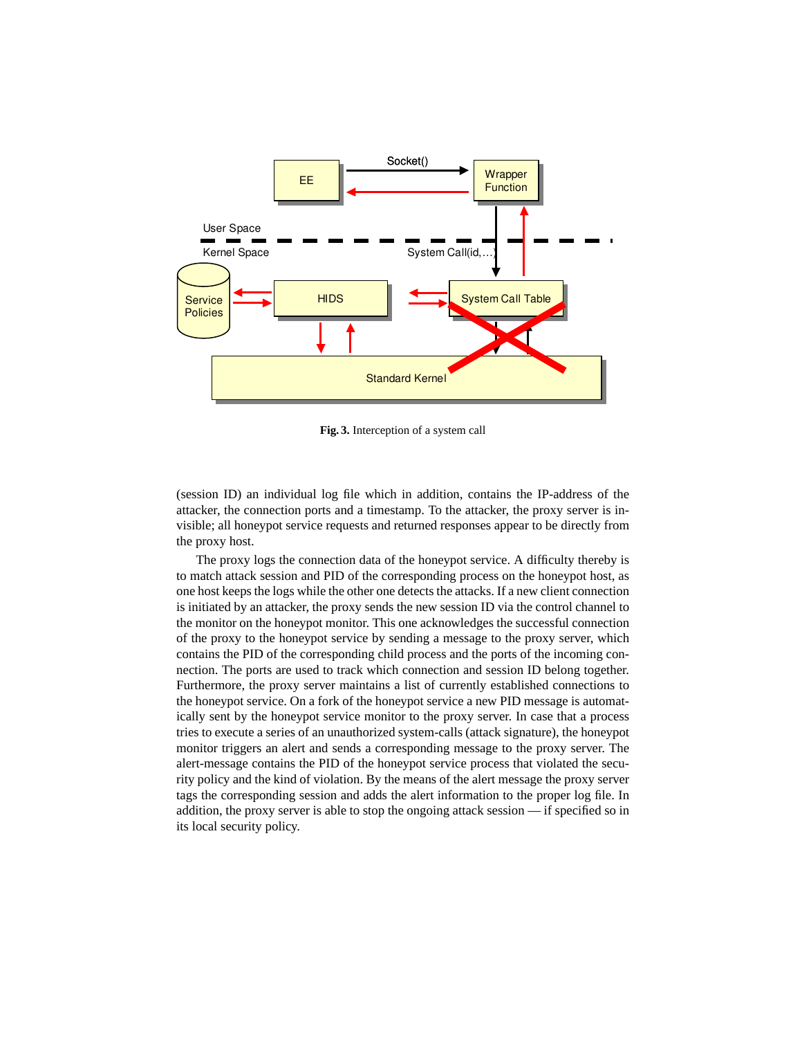EE

Socket()

Wrapper Function

User Space

Kernel Space

System Call(id,...)

Service Policies

HIDS

System Call Table

Standard Kernel

**Fig. 3.** Interception of a system call

(session ID) an individual log file which in addition, contains the IP-address of the attacker, the connection ports and a timestamp. To the attacker, the proxy server is invisible; all honeypot service requests and returned responses appear to be directly from the proxy host.

The proxy logs the connection data of the honeypot service. A difficulty thereby is to match attack session and PID of the corresponding process on the honeypot host, as one host keeps the logs while the other one detects the attacks. If a new client connection is initiated by an attacker, the proxy sends the new session ID via the control channel to the monitor on the honeypot monitor. This one acknowledges the successful connection of the proxy to the honeypot service by sending a message to the proxy server, which contains the PID of the corresponding child process and the ports of the incoming connection. The ports are used to track which connection and session ID belong together. Furthermore, the proxy server maintains a list of currently established connections to the honeypot service. On a fork of the honeypot service a new PID message is automatically sent by the honeypot service monitor to the proxy server. In case that a process tries to execute a series of an unauthorized system-calls (attack signature), the honeypot monitor triggers an alert and sends a corresponding message to the proxy server. The alert-message contains the PID of the honeypot service process that violated the security policy and the kind of violation. By the means of the alert message the proxy server tags the corresponding session and adds the alert information to the proper log file. In addition, the proxy server is able to stop the ongoing attack session — if specified so in its local security policy.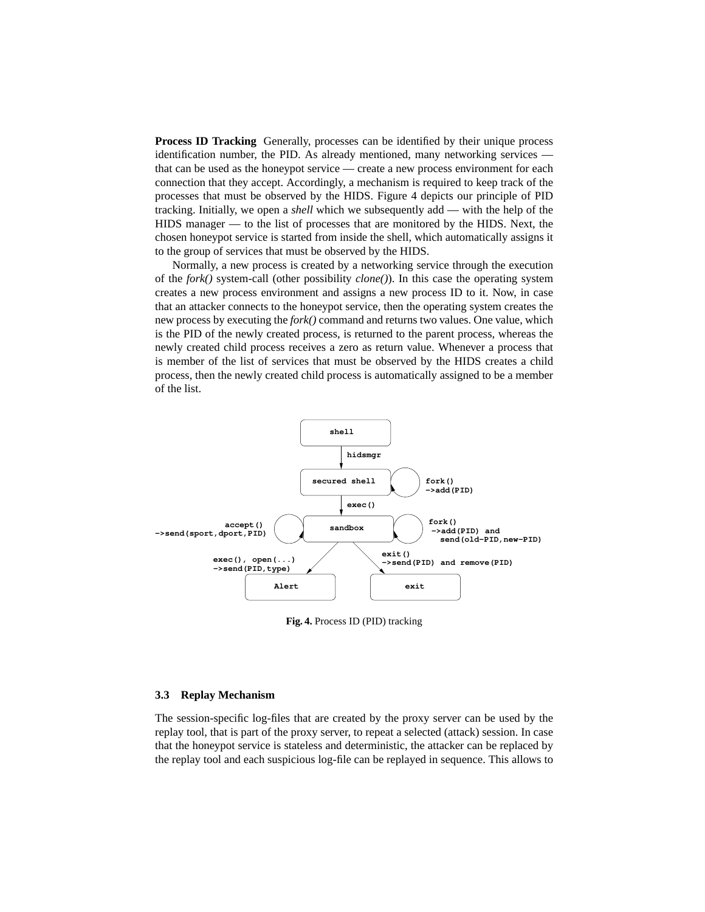**Process ID Tracking** Generally, processes can be identified by their unique process identification number, the PID. As already mentioned, many networking services — that can be used as the honeypot service — create a new process environment for each connection that they accept. Accordingly, a mechanism is required to keep track of the processes that must be observed by the HIDS. Figure 4 depicts our principle of PID tracking. Initially, we open a *shell* which we subsequently add — with the help of the HIDS manager — to the list of processes that are monitored by the HIDS. Next, the chosen honeypot service is started from inside the shell, which automatically assigns it to the group of services that must be observed by the HIDS.

Normally, a new process is created by a networking service through the execution of the *fork()* system-call (other possibility *clone()*). In this case the operating system creates a new process environment and assigns a new process ID to it. Now, in case that an attacker connects to the honeypot service, then the operating system creates the new process by executing the *fork()* command and returns two values. One value, which is the PID of the newly created process, is returned to the parent process, whereas the newly created child process receives a zero as return value. Whenever a process that is member of the list of services that must be observed by the HIDS creates a child process, then the newly created child process is automatically assigned to be a member of the list.

```
                                   shell
                                     |
                                     | hidsmgr
                                     v
                              secured shell  (loop) fork()
                                     |              ->add(PID)
                                     | exec()
                                     v
          accept()                                  fork()
->send(sport,dport,PID) (loop)   sandbox   (loop)    ->add(PID) and
                                                       send(old-PID,new-PID)
                                 /        \
          exec(), open(...)     /          \   exit()
          ->send(PID,type)     v            v  ->send(PID) and remove(PID)
                           Alert            exit
```

**Fig. 4.** Process ID (PID) tracking

### 3.3 Replay Mechanism

The session-specific log-files that are created by the proxy server can be used by the replay tool, that is part of the proxy server, to repeat a selected (attack) session. In case that the honeypot service is stateless and deterministic, the attacker can be replaced by the replay tool and each suspicious log-file can be replayed in sequence. This allows to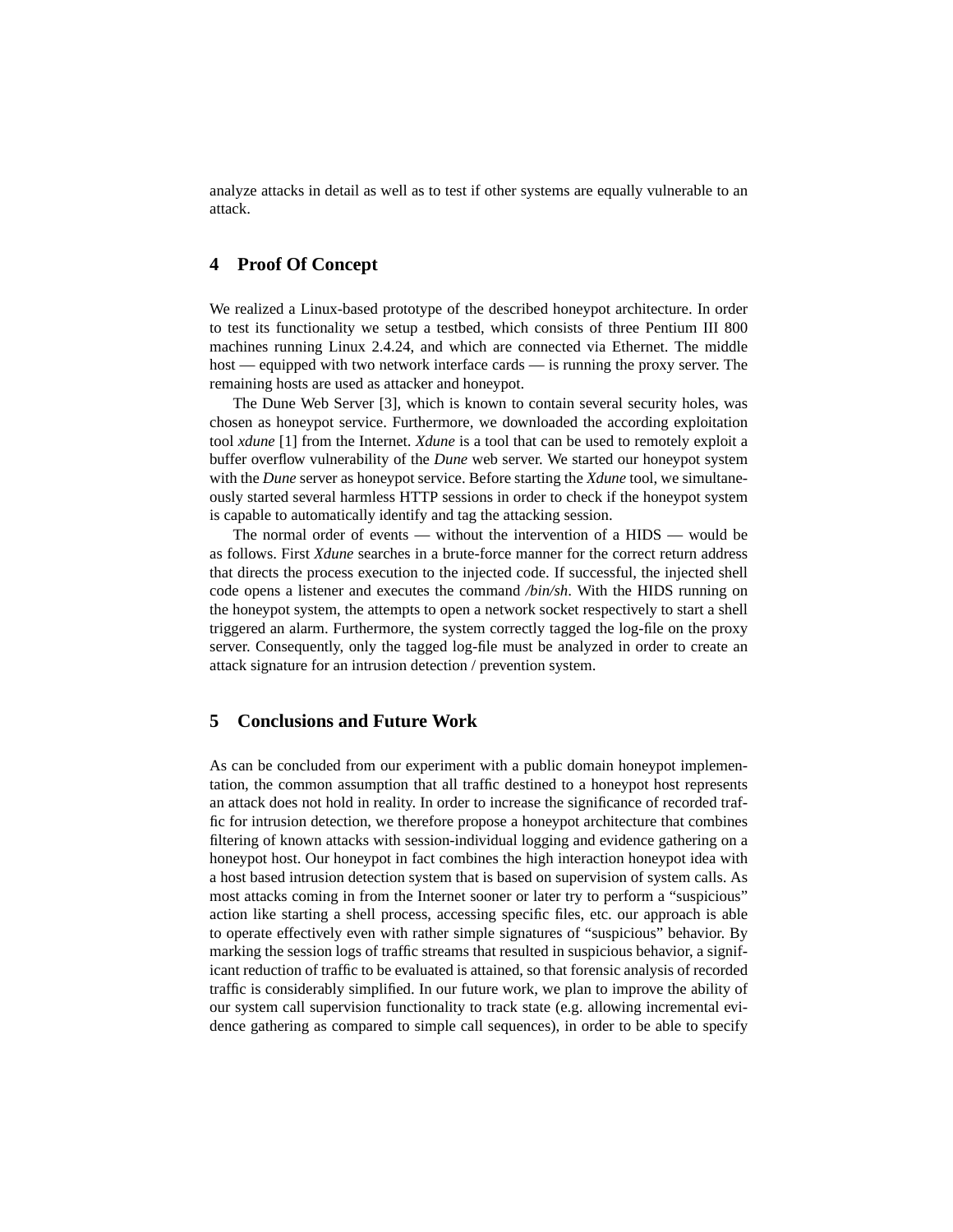analyze attacks in detail as well as to test if other systems are equally vulnerable to an attack.

## 4 Proof Of Concept

We realized a Linux-based prototype of the described honeypot architecture. In order to test its functionality we setup a testbed, which consists of three Pentium III 800 machines running Linux 2.4.24, and which are connected via Ethernet. The middle host — equipped with two network interface cards — is running the proxy server. The remaining hosts are used as attacker and honeypot.

The Dune Web Server [3], which is known to contain several security holes, was chosen as honeypot service. Furthermore, we downloaded the according exploitation tool *xdune* [1] from the Internet. *Xdune* is a tool that can be used to remotely exploit a buffer overflow vulnerability of the *Dune* web server. We started our honeypot system with the *Dune* server as honeypot service. Before starting the *Xdune* tool, we simultaneously started several harmless HTTP sessions in order to check if the honeypot system is capable to automatically identify and tag the attacking session.

The normal order of events — without the intervention of a HIDS — would be as follows. First *Xdune* searches in a brute-force manner for the correct return address that directs the process execution to the injected code. If successful, the injected shell code opens a listener and executes the command */bin/sh*. With the HIDS running on the honeypot system, the attempts to open a network socket respectively to start a shell triggered an alarm. Furthermore, the system correctly tagged the log-file on the proxy server. Consequently, only the tagged log-file must be analyzed in order to create an attack signature for an intrusion detection / prevention system.

## 5 Conclusions and Future Work

As can be concluded from our experiment with a public domain honeypot implementation, the common assumption that all traffic destined to a honeypot host represents an attack does not hold in reality. In order to increase the significance of recorded traffic for intrusion detection, we therefore propose a honeypot architecture that combines filtering of known attacks with session-individual logging and evidence gathering on a honeypot host. Our honeypot in fact combines the high interaction honeypot idea with a host based intrusion detection system that is based on supervision of system calls. As most attacks coming in from the Internet sooner or later try to perform a "suspicious" action like starting a shell process, accessing specific files, etc. our approach is able to operate effectively even with rather simple signatures of "suspicious" behavior. By marking the session logs of traffic streams that resulted in suspicious behavior, a significant reduction of traffic to be evaluated is attained, so that forensic analysis of recorded traffic is considerably simplified. In our future work, we plan to improve the ability of our system call supervision functionality to track state (e.g. allowing incremental evidence gathering as compared to simple call sequences), in order to be able to specify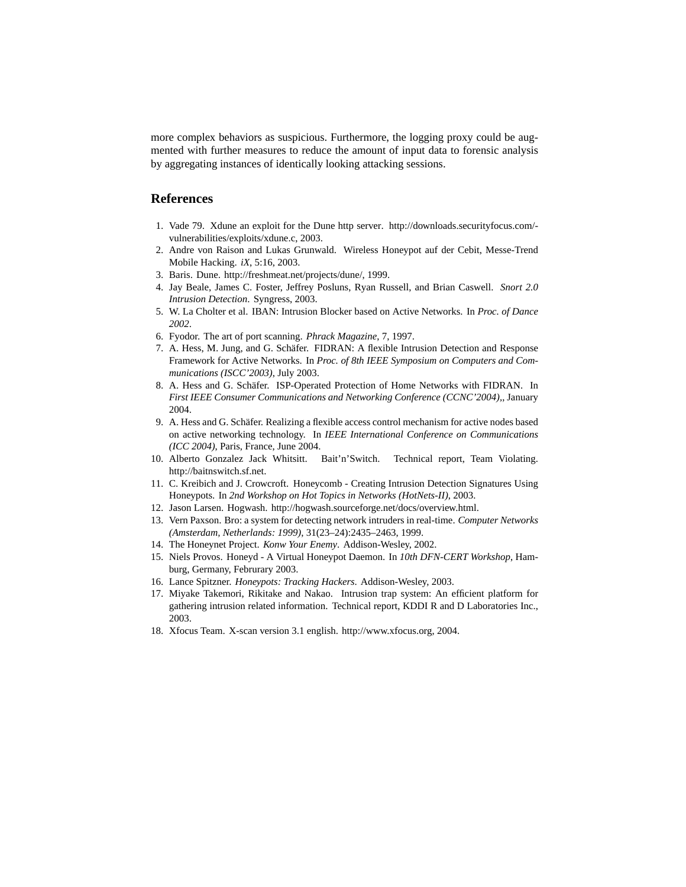more complex behaviors as suspicious. Furthermore, the logging proxy could be augmented with further measures to reduce the amount of input data to forensic analysis by aggregating instances of identically looking attacking sessions.

## References

1. Vade 79. Xdune an exploit for the Dune http server. http://downloads.securityfocus.com/-vulnerabilities/exploits/xdune.c, 2003.
2. Andre von Raison and Lukas Grunwald. Wireless Honeypot auf der Cebit, Messe-Trend Mobile Hacking. *iX*, 5:16, 2003.
3. Baris. Dune. http://freshmeat.net/projects/dune/, 1999.
4. Jay Beale, James C. Foster, Jeffrey Posluns, Ryan Russell, and Brian Caswell. *Snort 2.0 Intrusion Detection*. Syngress, 2003.
5. W. La Cholter et al. IBAN: Intrusion Blocker based on Active Networks. In *Proc. of Dance 2002*.
6. Fyodor. The art of port scanning. *Phrack Magazine*, 7, 1997.
7. A. Hess, M. Jung, and G. Schäfer. FIDRAN: A flexible Intrusion Detection and Response Framework for Active Networks. In *Proc. of 8th IEEE Symposium on Computers and Communications (ISCC'2003)*, July 2003.
8. A. Hess and G. Schäfer. ISP-Operated Protection of Home Networks with FIDRAN. In *First IEEE Consumer Communications and Networking Conference (CCNC'2004)*,, January 2004.
9. A. Hess and G. Schäfer. Realizing a flexible access control mechanism for active nodes based on active networking technology. In *IEEE International Conference on Communications (ICC 2004)*, Paris, France, June 2004.
10. Alberto Gonzalez Jack Whitsitt. Bait'n'Switch. Technical report, Team Violating. http://baitnswitch.sf.net.
11. C. Kreibich and J. Crowcroft. Honeycomb - Creating Intrusion Detection Signatures Using Honeypots. In *2nd Workshop on Hot Topics in Networks (HotNets-II)*, 2003.
12. Jason Larsen. Hogwash. http://hogwash.sourceforge.net/docs/overview.html.
13. Vern Paxson. Bro: a system for detecting network intruders in real-time. *Computer Networks (Amsterdam, Netherlands: 1999)*, 31(23–24):2435–2463, 1999.
14. The Honeynet Project. *Konw Your Enemy*. Addison-Wesley, 2002.
15. Niels Provos. Honeyd - A Virtual Honeypot Daemon. In *10th DFN-CERT Workshop*, Hamburg, Germany, Februrary 2003.
16. Lance Spitzner. *Honeypots: Tracking Hackers*. Addison-Wesley, 2003.
17. Miyake Takemori, Rikitake and Nakao. Intrusion trap system: An efficient platform for gathering intrusion related information. Technical report, KDDI R and D Laboratories Inc., 2003.
18. Xfocus Team. X-scan version 3.1 english. http://www.xfocus.org, 2004.